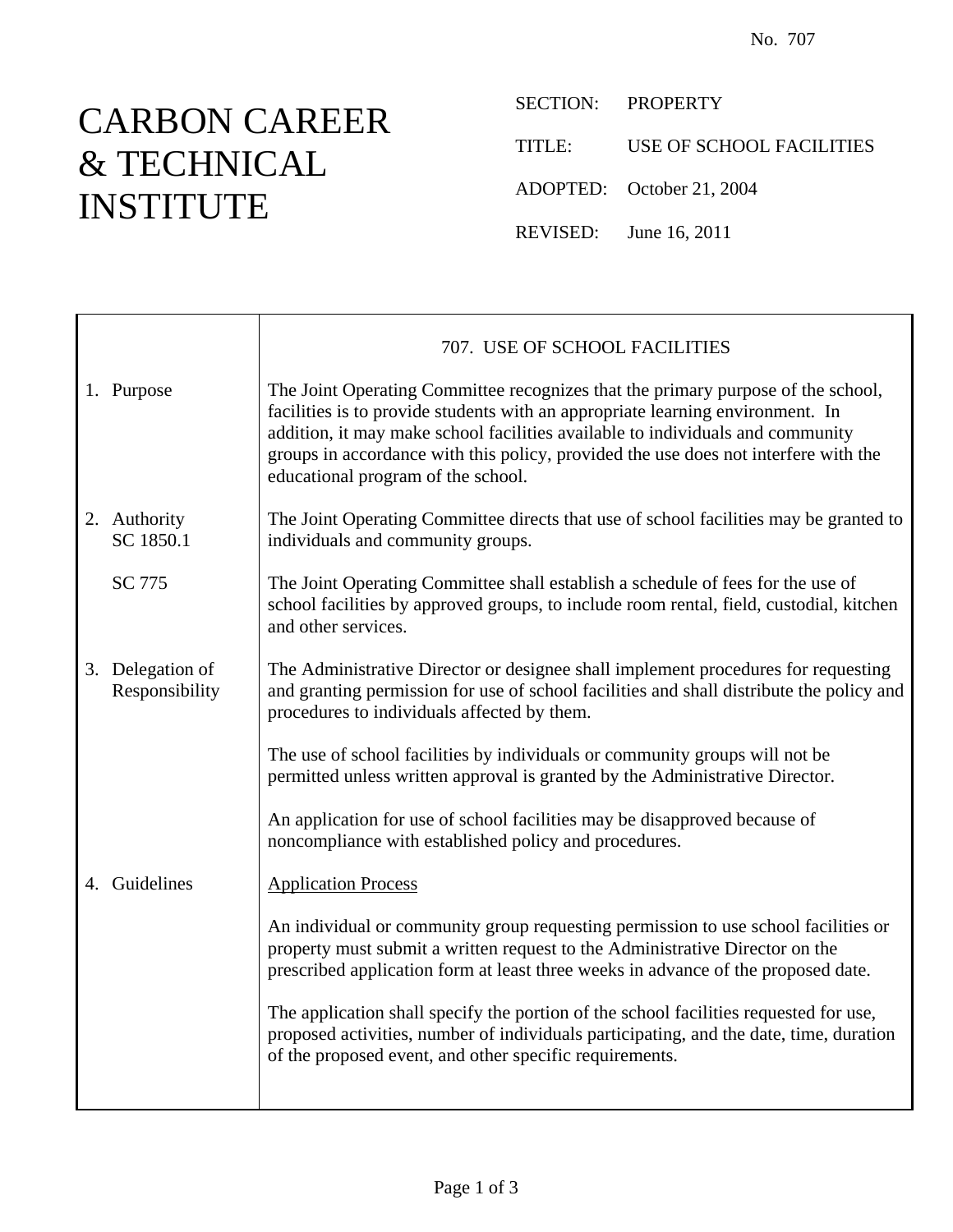No. 707

# CARBON CAREER & TECHNICAL INSTITUTE

SECTION: PROPERTY

TITLE: USE OF SCHOOL FACILITIES

ADOPTED: October 21, 2004

REVISED: June 16, 2011

## 707. USE OF SCHOOL FACILITIES

**1. Purpose**

The Joint Operating Committee recognizes that the primary purpose of the school, facilities is to provide students with an appropriate learning environment. In addition, it may make school facilities available to individuals and community groups in accordance with this policy, provided the use does not interfere with the educational program of the school.

**2. Authority**

SC 1850.1

The Joint Operating Committee directs that use of school facilities may be granted to individuals and community groups.

SC 775

The Joint Operating Committee shall establish a schedule of fees for the use of school facilities by approved groups, to include room rental, field, custodial, kitchen and other services.

**3. Delegation of Responsibility**

The Administrative Director or designee shall implement procedures for requesting and granting permission for use of school facilities and shall distribute the policy and procedures to individuals affected by them.

The use of school facilities by individuals or community groups will not be permitted unless written approval is granted by the Administrative Director.

An application for use of school facilities may be disapproved because of noncompliance with established policy and procedures.

**4. Guidelines**

<u>Application Process</u>

An individual or community group requesting permission to use school facilities or property must submit a written request to the Administrative Director on the prescribed application form at least three weeks in advance of the proposed date.

The application shall specify the portion of the school facilities requested for use, proposed activities, number of individuals participating, and the date, time, duration of the proposed event, and other specific requirements.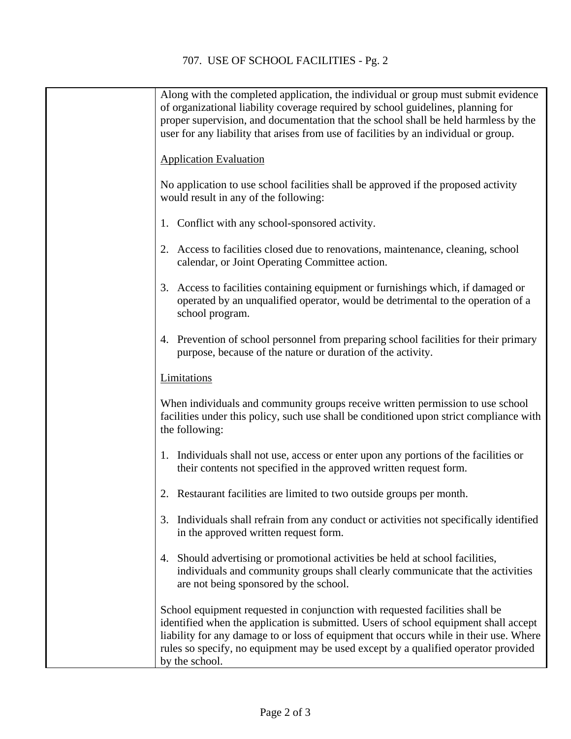Along with the completed application, the individual or group must submit evidence of organizational liability coverage required by school guidelines, planning for proper supervision, and documentation that the school shall be held harmless by the user for any liability that arises from use of facilities by an individual or group.

Application Evaluation

No application to use school facilities shall be approved if the proposed activity would result in any of the following:

1. Conflict with any school-sponsored activity.

2. Access to facilities closed due to renovations, maintenance, cleaning, school calendar, or Joint Operating Committee action.

3. Access to facilities containing equipment or furnishings which, if damaged or operated by an unqualified operator, would be detrimental to the operation of a school program.

4. Prevention of school personnel from preparing school facilities for their primary purpose, because of the nature or duration of the activity.

Limitations

When individuals and community groups receive written permission to use school facilities under this policy, such use shall be conditioned upon strict compliance with the following:

1. Individuals shall not use, access or enter upon any portions of the facilities or their contents not specified in the approved written request form.

2. Restaurant facilities are limited to two outside groups per month.

3. Individuals shall refrain from any conduct or activities not specifically identified in the approved written request form.

4. Should advertising or promotional activities be held at school facilities, individuals and community groups shall clearly communicate that the activities are not being sponsored by the school.

School equipment requested in conjunction with requested facilities shall be identified when the application is submitted. Users of school equipment shall accept liability for any damage to or loss of equipment that occurs while in their use. Where rules so specify, no equipment may be used except by a qualified operator provided by the school.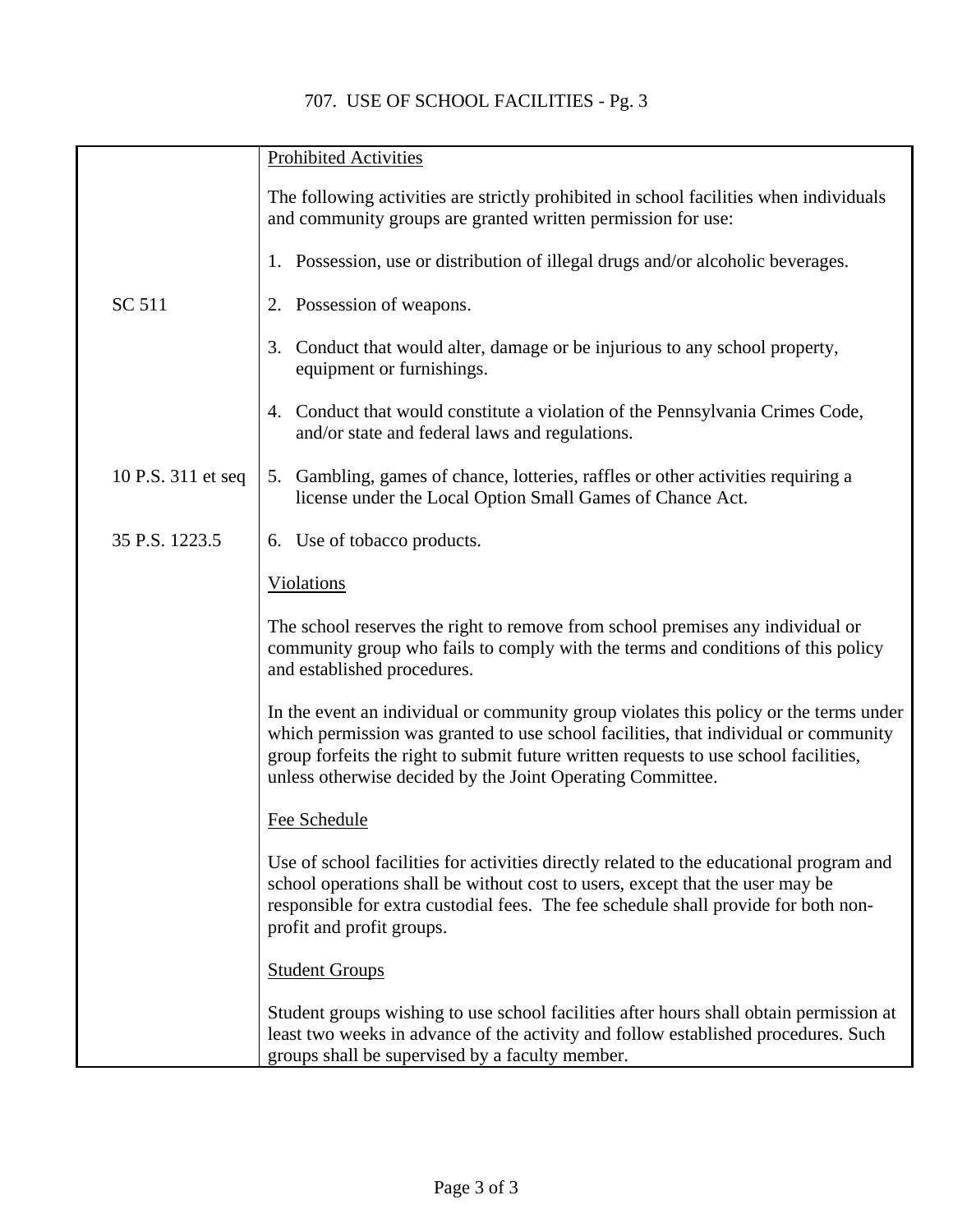## Prohibited Activities

The following activities are strictly prohibited in school facilities when individuals and community groups are granted written permission for use:

1. Possession, use or distribution of illegal drugs and/or alcoholic beverages.

SC 511

2. Possession of weapons.

3. Conduct that would alter, damage or be injurious to any school property, equipment or furnishings.

4. Conduct that would constitute a violation of the Pennsylvania Crimes Code, and/or state and federal laws and regulations.

10 P.S. 311 et seq

5. Gambling, games of chance, lotteries, raffles or other activities requiring a license under the Local Option Small Games of Chance Act.

35 P.S. 1223.5

6. Use of tobacco products.

## Violations

The school reserves the right to remove from school premises any individual or community group who fails to comply with the terms and conditions of this policy and established procedures.

In the event an individual or community group violates this policy or the terms under which permission was granted to use school facilities, that individual or community group forfeits the right to submit future written requests to use school facilities, unless otherwise decided by the Joint Operating Committee.

## Fee Schedule

Use of school facilities for activities directly related to the educational program and school operations shall be without cost to users, except that the user may be responsible for extra custodial fees. The fee schedule shall provide for both non-profit and profit groups.

## Student Groups

Student groups wishing to use school facilities after hours shall obtain permission at least two weeks in advance of the activity and follow established procedures. Such groups shall be supervised by a faculty member.